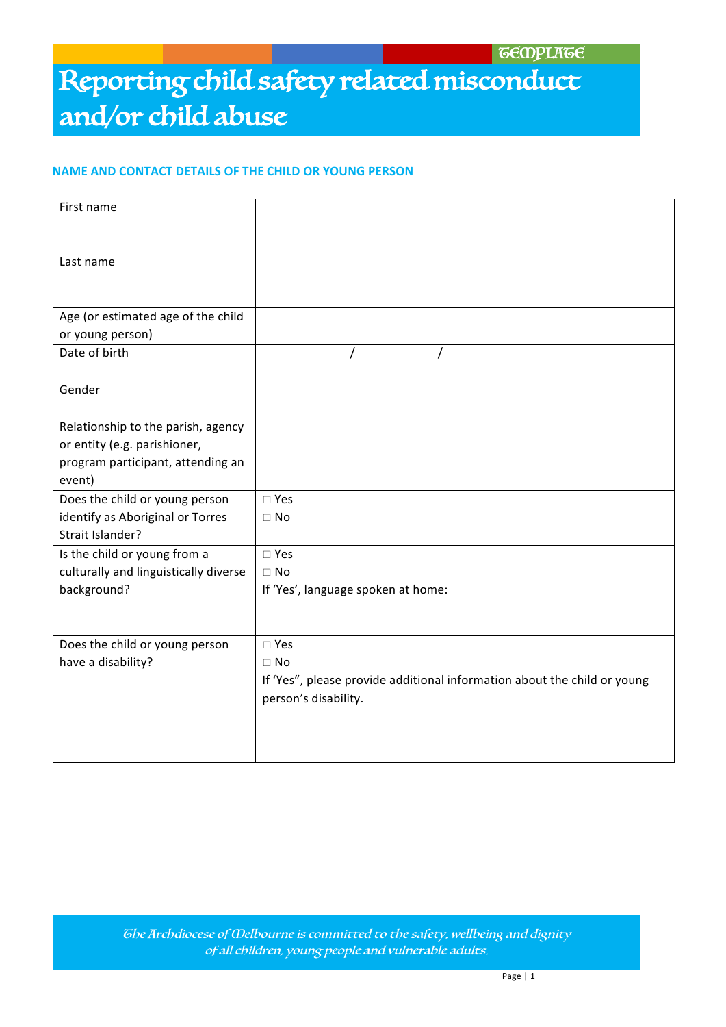TEMPLATE

# Reporting child safety related misconduct and/or child abuse

## NAME AND CONTACT DETAILS OF THE CHILD OR YOUNG PERSON

| | |
|---|---|
| First name | |
| Last name | |
| Age (or estimated age of the child or young person) | |
| Date of birth | / / |
| Gender | |
| Relationship to the parish, agency or entity (e.g. parishioner, program participant, attending an event) | |
| Does the child or young person identify as Aboriginal or Torres Strait Islander? | □ Yes<br>□ No |
| Is the child or young from a culturally and linguistically diverse background? | □ Yes<br>□ No<br>If 'Yes', language spoken at home: |
| Does the child or young person have a disability? | □ Yes<br>□ No<br>If 'Yes", please provide additional information about the child or young person's disability. |

*The Archdiocese of Melbourne is committed to the safety, wellbeing and dignity of all children, young people and vulnerable adults.*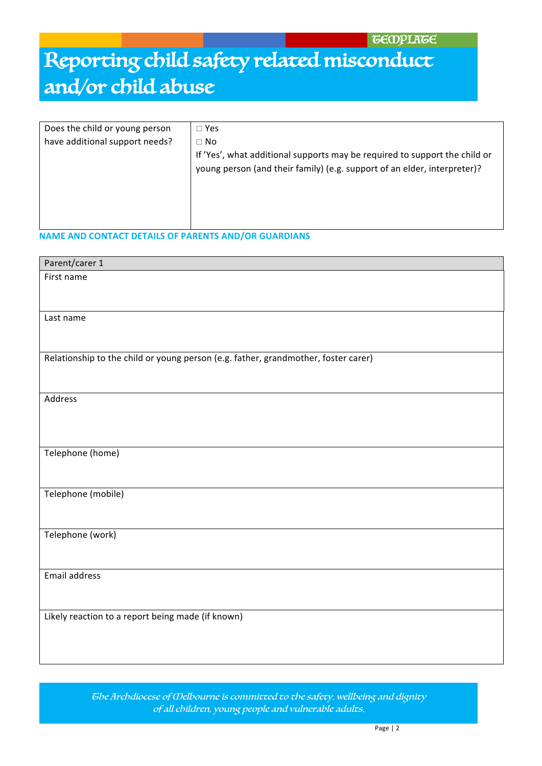TEMPLATE

# Reporting child safety related misconduct and/or child abuse

| Does the child or young person have additional support needs? | ☐ Yes<br>☐ No<br>If 'Yes', what additional supports may be required to support the child or young person (and their family) (e.g. support of an elder, interpreter)? |
|---|---|

**NAME AND CONTACT DETAILS OF PARENTS AND/OR GUARDIANS**

| Parent/carer 1 |
|---|
| First name |
| Last name |
| Relationship to the child or young person (e.g. father, grandmother, foster carer) |
| Address |
| Telephone (home) |
| Telephone (mobile) |
| Telephone (work) |
| Email address |
| Likely reaction to a report being made (if known) |

*The Archdiocese of Melbourne is committed to the safety, wellbeing and dignity of all children, young people and vulnerable adults.*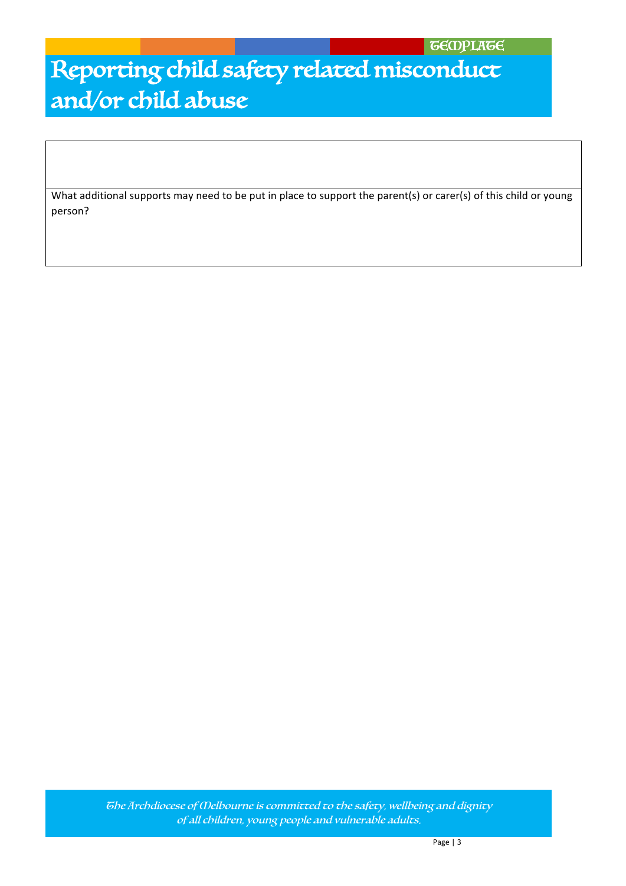TEMPLATE

# Reporting child safety related misconduct and/or child abuse

| |
|---|
| |
| What additional supports may need to be put in place to support the parent(s) or carer(s) of this child or young person? |

*The Archdiocese of Melbourne is committed to the safety, wellbeing and dignity of all children, young people and vulnerable adults.*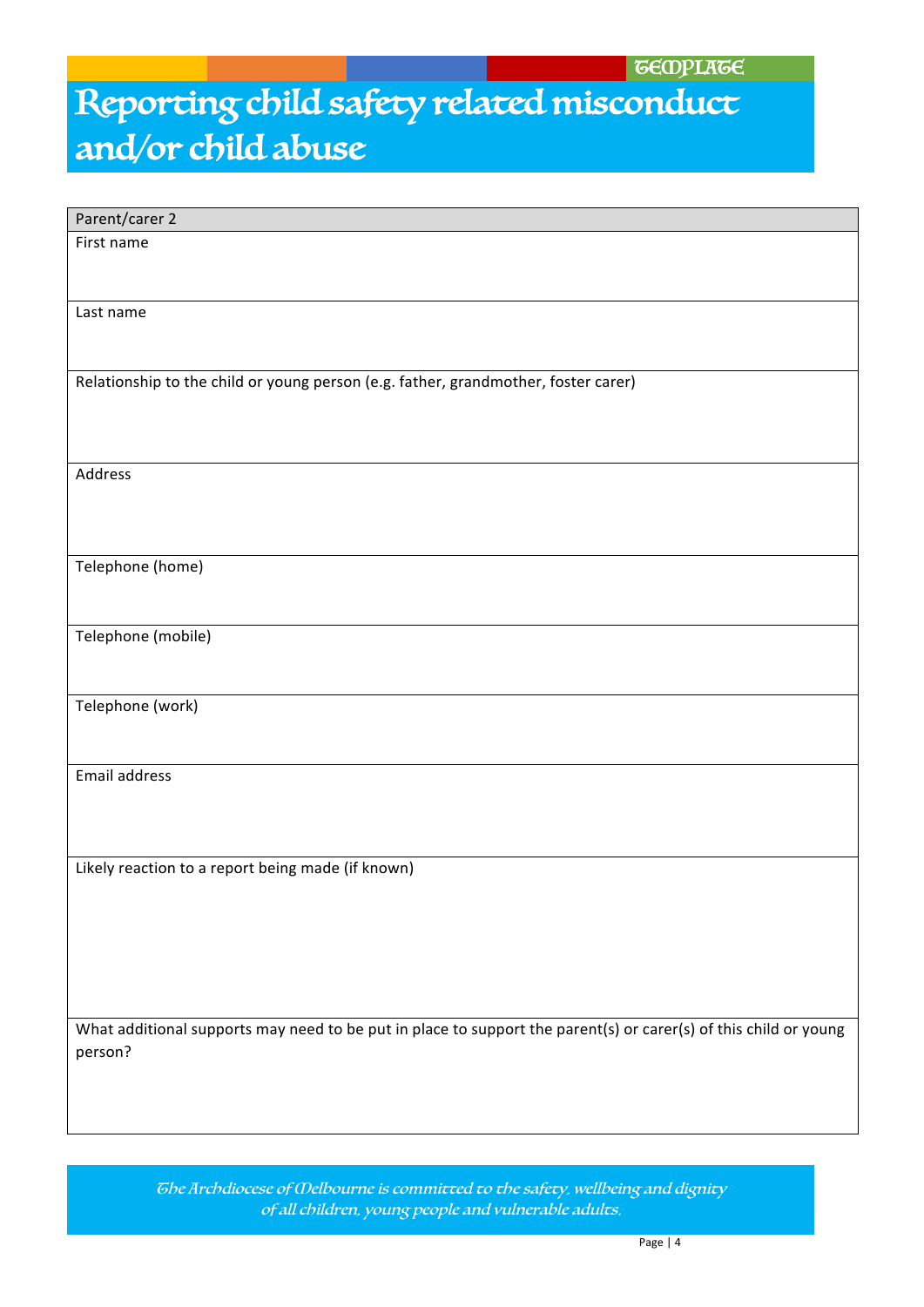TEMPLATE

# Reporting child safety related misconduct and/or child abuse

| Parent/carer 2 |
| --- |
| First name |
| Last name |
| Relationship to the child or young person (e.g. father, grandmother, foster carer) |
| Address |
| Telephone (home) |
| Telephone (mobile) |
| Telephone (work) |
| Email address |
| Likely reaction to a report being made (if known) |
| What additional supports may need to be put in place to support the parent(s) or carer(s) of this child or young person? |

*The Archdiocese of Melbourne is committed to the safety, wellbeing and dignity of all children, young people and vulnerable adults.*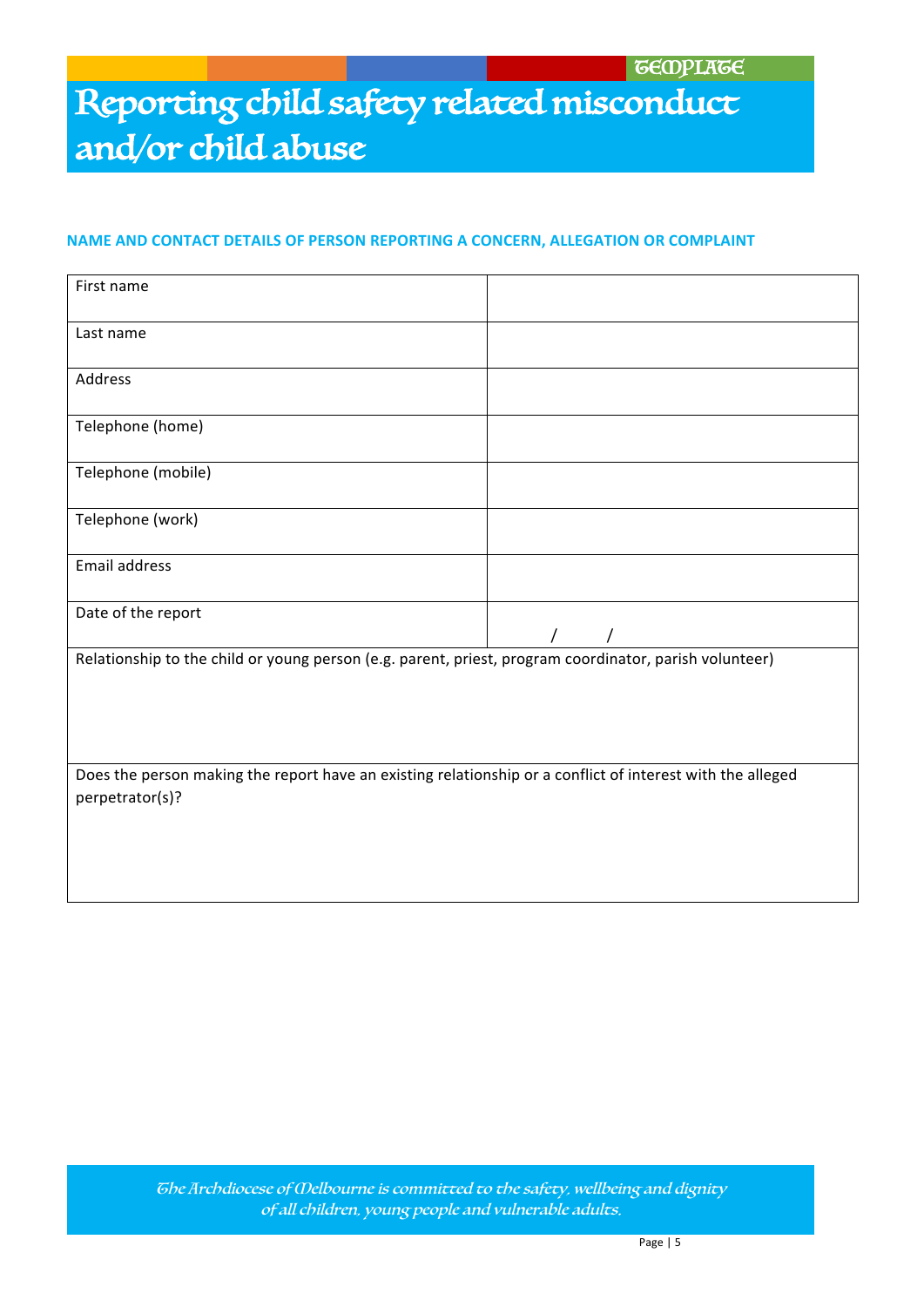TEMPLATE

# Reporting child safety related misconduct and/or child abuse

**NAME AND CONTACT DETAILS OF PERSON REPORTING A CONCERN, ALLEGATION OR COMPLAINT**

| First name | |
|---|---|
| Last name | |
| Address | |
| Telephone (home) | |
| Telephone (mobile) | |
| Telephone (work) | |
| Email address | |
| Date of the report | / / |

| Relationship to the child or young person (e.g. parent, priest, program coordinator, parish volunteer) |
|---|
| |

| Does the person making the report have an existing relationship or a conflict of interest with the alleged perpetrator(s)? |
|---|
| |

*The Archdiocese of Melbourne is committed to the safety, wellbeing and dignity of all children, young people and vulnerable adults.*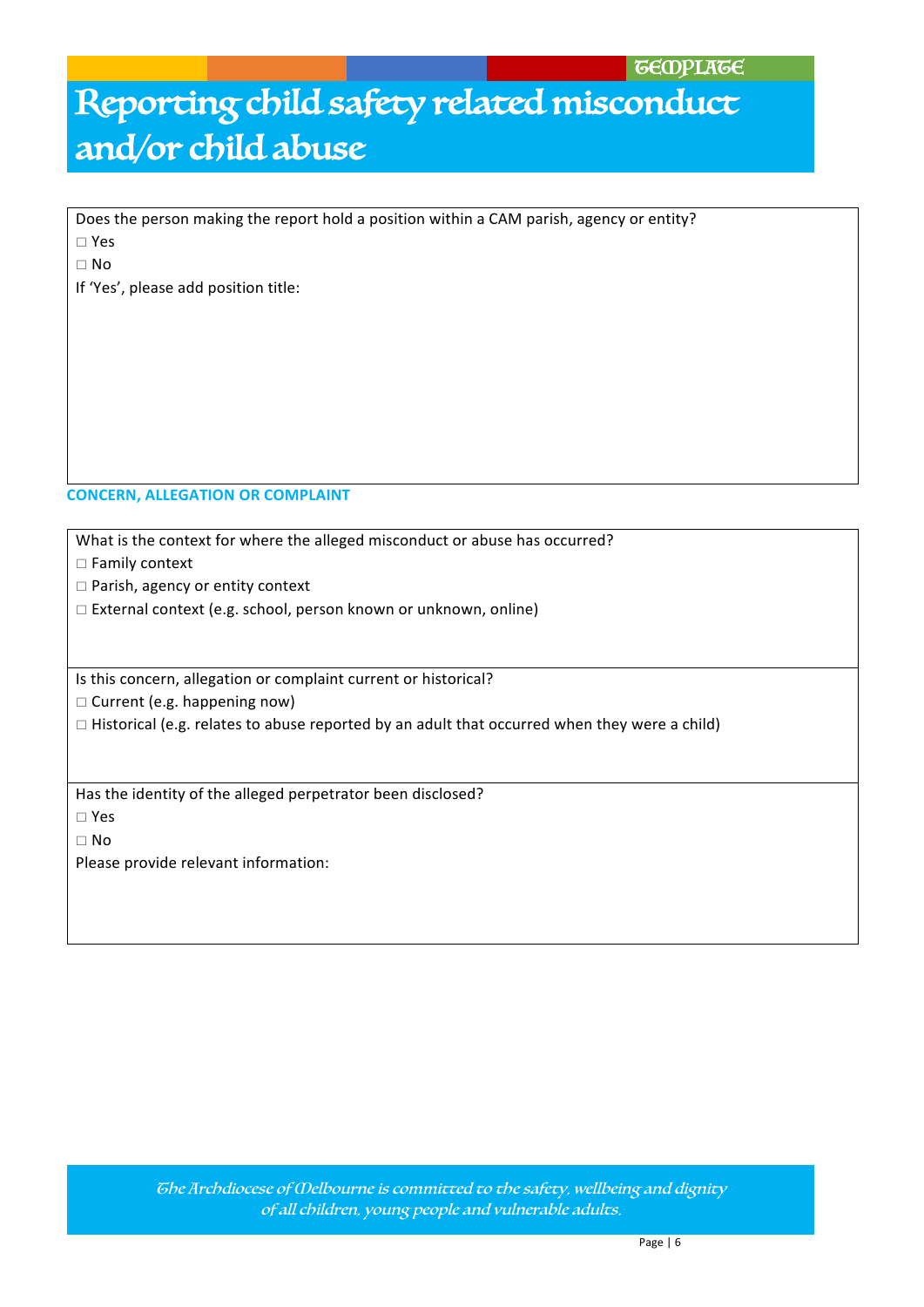TEMPLATE

# Reporting child safety related misconduct and/or child abuse

Does the person making the report hold a position within a CAM parish, agency or entity?

☐ Yes

☐ No

If 'Yes', please add position title:

**CONCERN, ALLEGATION OR COMPLAINT**

What is the context for where the alleged misconduct or abuse has occurred?

☐ Family context

☐ Parish, agency or entity context

☐ External context (e.g. school, person known or unknown, online)

Is this concern, allegation or complaint current or historical?

☐ Current (e.g. happening now)

☐ Historical (e.g. relates to abuse reported by an adult that occurred when they were a child)

Has the identity of the alleged perpetrator been disclosed?

☐ Yes

☐ No

Please provide relevant information:

*The Archdiocese of Melbourne is committed to the safety, wellbeing and dignity of all children, young people and vulnerable adults.*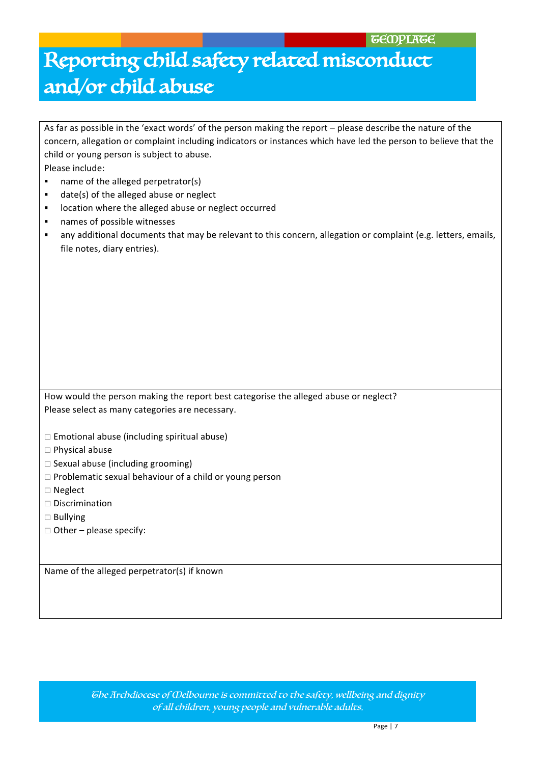TEMPLATE

# Reporting child safety related misconduct and/or child abuse

As far as possible in the 'exact words' of the person making the report – please describe the nature of the concern, allegation or complaint including indicators or instances which have led the person to believe that the child or young person is subject to abuse.

Please include:

- name of the alleged perpetrator(s)
- date(s) of the alleged abuse or neglect
- location where the alleged abuse or neglect occurred
- names of possible witnesses
- any additional documents that may be relevant to this concern, allegation or complaint (e.g. letters, emails, file notes, diary entries).

How would the person making the report best categorise the alleged abuse or neglect?
Please select as many categories are necessary.

☐ Emotional abuse (including spiritual abuse)
☐ Physical abuse
☐ Sexual abuse (including grooming)
☐ Problematic sexual behaviour of a child or young person
☐ Neglect
☐ Discrimination
☐ Bullying
☐ Other – please specify:

Name of the alleged perpetrator(s) if known

*The Archdiocese of Melbourne is committed to the safety, wellbeing and dignity of all children, young people and vulnerable adults.*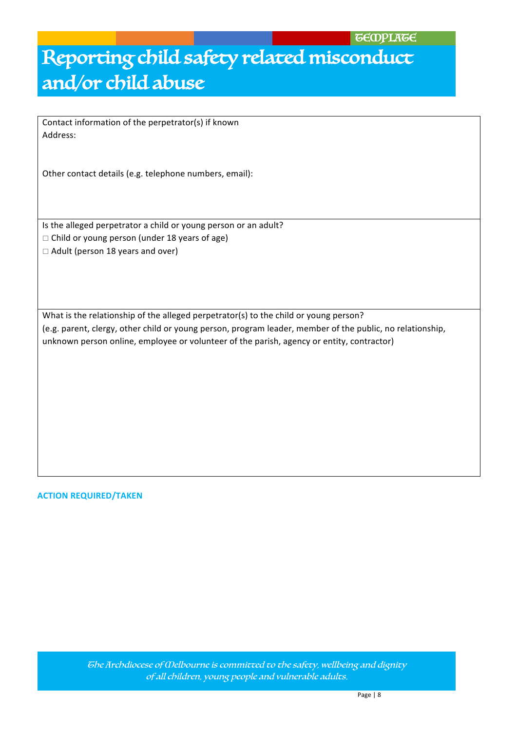TEMPLATE

# Reporting child safety related misconduct and/or child abuse

| Contact information of the perpetrator(s) if known<br>Address:<br><br>Other contact details (e.g. telephone numbers, email): |
|---|
| Is the alleged perpetrator a child or young person or an adult?<br>□ Child or young person (under 18 years of age)<br>□ Adult (person 18 years and over) |
| What is the relationship of the alleged perpetrator(s) to the child or young person?<br>(e.g. parent, clergy, other child or young person, program leader, member of the public, no relationship, unknown person online, employee or volunteer of the parish, agency or entity, contractor) |

**ACTION REQUIRED/TAKEN**

*The Archdiocese of Melbourne is committed to the safety, wellbeing and dignity of all children, young people and vulnerable adults.*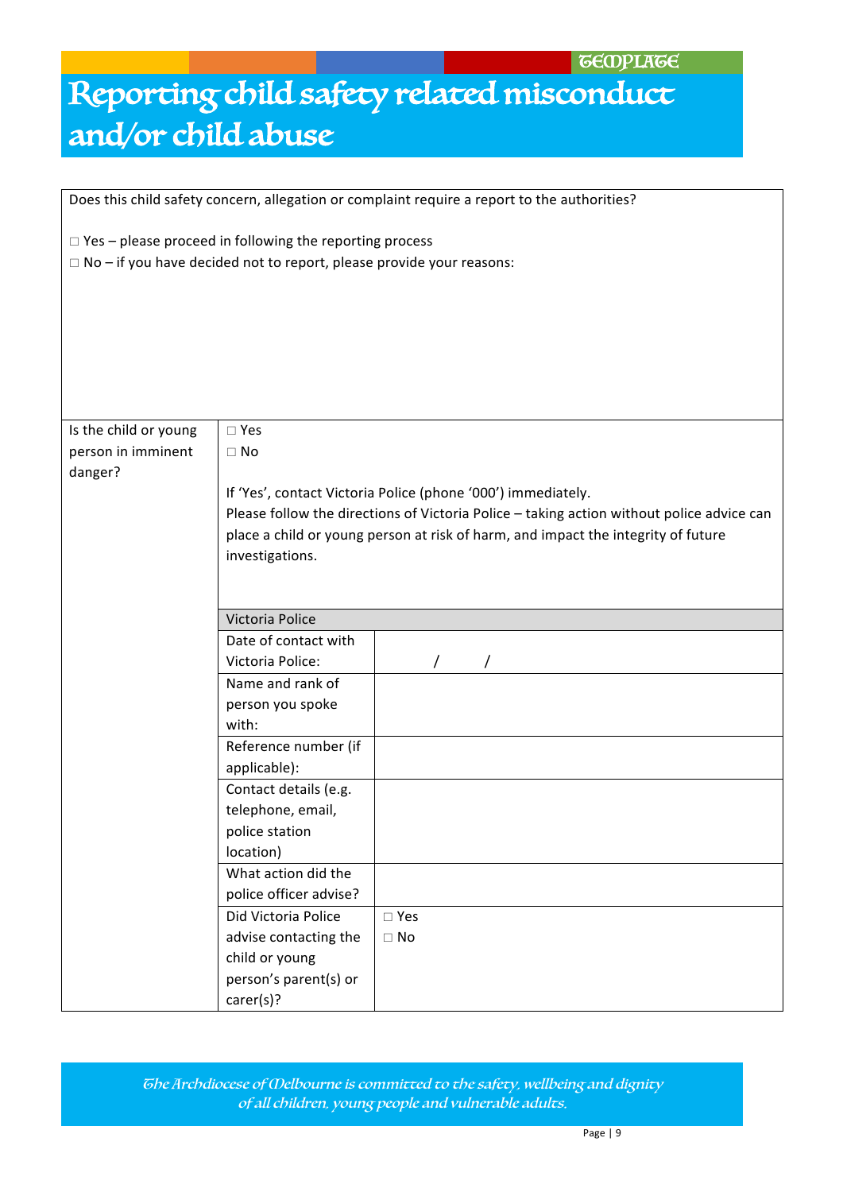TEMPLATE

# Reporting child safety related misconduct and/or child abuse

| Does this child safety concern, allegation or complaint require a report to the authorities?<br><br>□ Yes – please proceed in following the reporting process<br>□ No – if you have decided not to report, please provide your reasons: | | |
|---|---|---|
| Is the child or young person in imminent danger? | □ Yes<br>□ No<br><br>If 'Yes', contact Victoria Police (phone '000') immediately.<br>Please follow the directions of Victoria Police – taking action without police advice can place a child or young person at risk of harm, and impact the integrity of future investigations. | |
| | Victoria Police | |
| | Date of contact with Victoria Police: | / / |
| | Name and rank of person you spoke with: | |
| | Reference number (if applicable): | |
| | Contact details (e.g. telephone, email, police station location) | |
| | What action did the police officer advise? | |
| | Did Victoria Police advise contacting the child or young person's parent(s) or carer(s)? | □ Yes<br>□ No |

*The Archdiocese of Melbourne is committed to the safety, wellbeing and dignity of all children, young people and vulnerable adults.*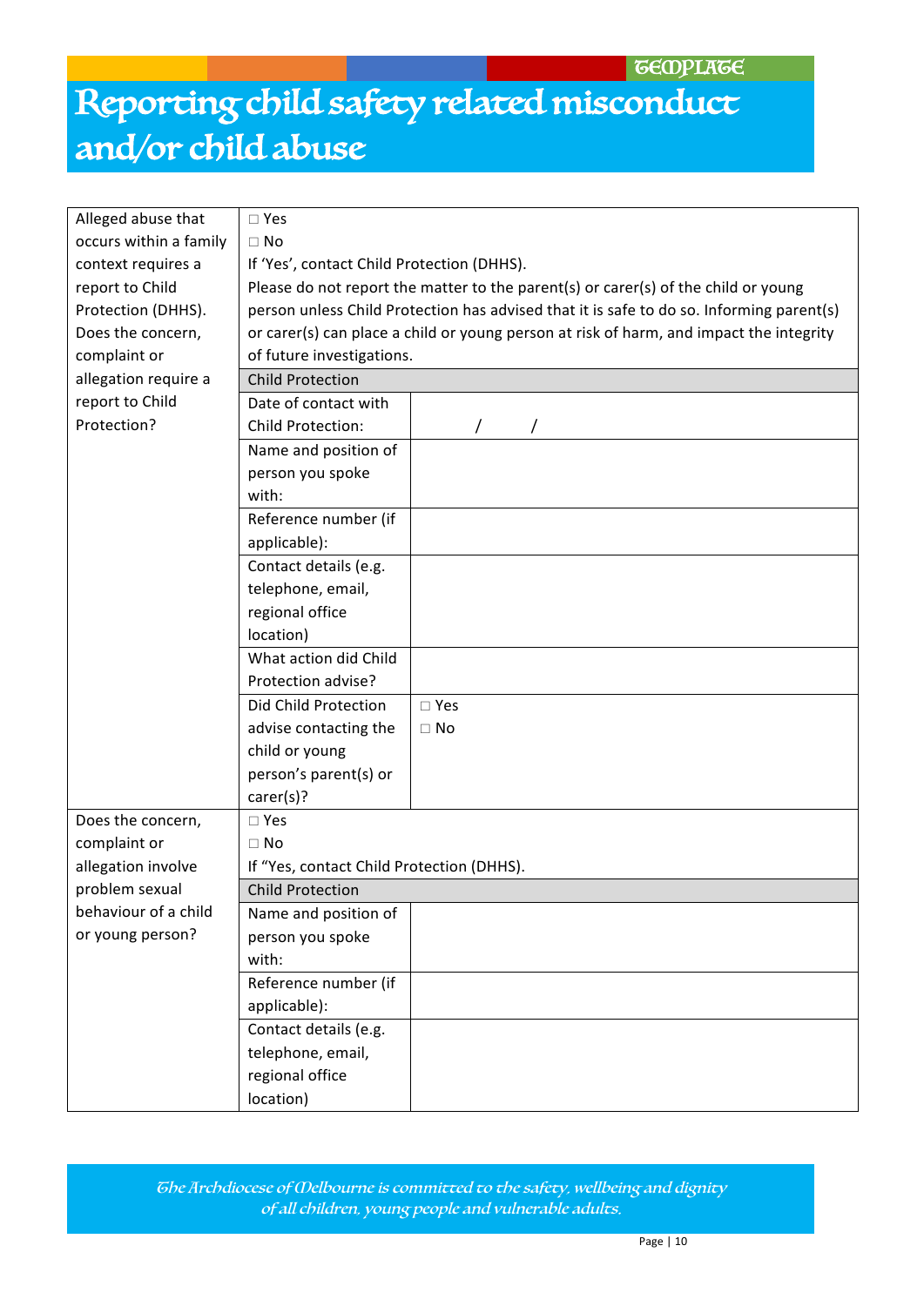TEMPLATE

# Reporting child safety related misconduct and/or child abuse

| | | |
|---|---|---|
| Alleged abuse that occurs within a family context requires a report to Child Protection (DHHS). Does the concern, complaint or allegation require a report to Child Protection? | ☐ Yes<br>☐ No<br>If 'Yes', contact Child Protection (DHHS).<br>Please do not report the matter to the parent(s) or carer(s) of the child or young person unless Child Protection has advised that it is safe to do so. Informing parent(s) or carer(s) can place a child or young person at risk of harm, and impact the integrity of future investigations. | |
| | **Child Protection** | |
| | Date of contact with Child Protection: | / / |
| | Name and position of person you spoke with: | |
| | Reference number (if applicable): | |
| | Contact details (e.g. telephone, email, regional office location) | |
| | What action did Child Protection advise? | |
| | Did Child Protection advise contacting the child or young person's parent(s) or carer(s)? | ☐ Yes<br>☐ No |
| Does the concern, complaint or allegation involve problem sexual behaviour of a child or young person? | ☐ Yes<br>☐ No<br>If "Yes, contact Child Protection (DHHS). | |
| | **Child Protection** | |
| | Name and position of person you spoke with: | |
| | Reference number (if applicable): | |
| | Contact details (e.g. telephone, email, regional office location) | |

*The Archdiocese of Melbourne is committed to the safety, wellbeing and dignity of all children, young people and vulnerable adults.*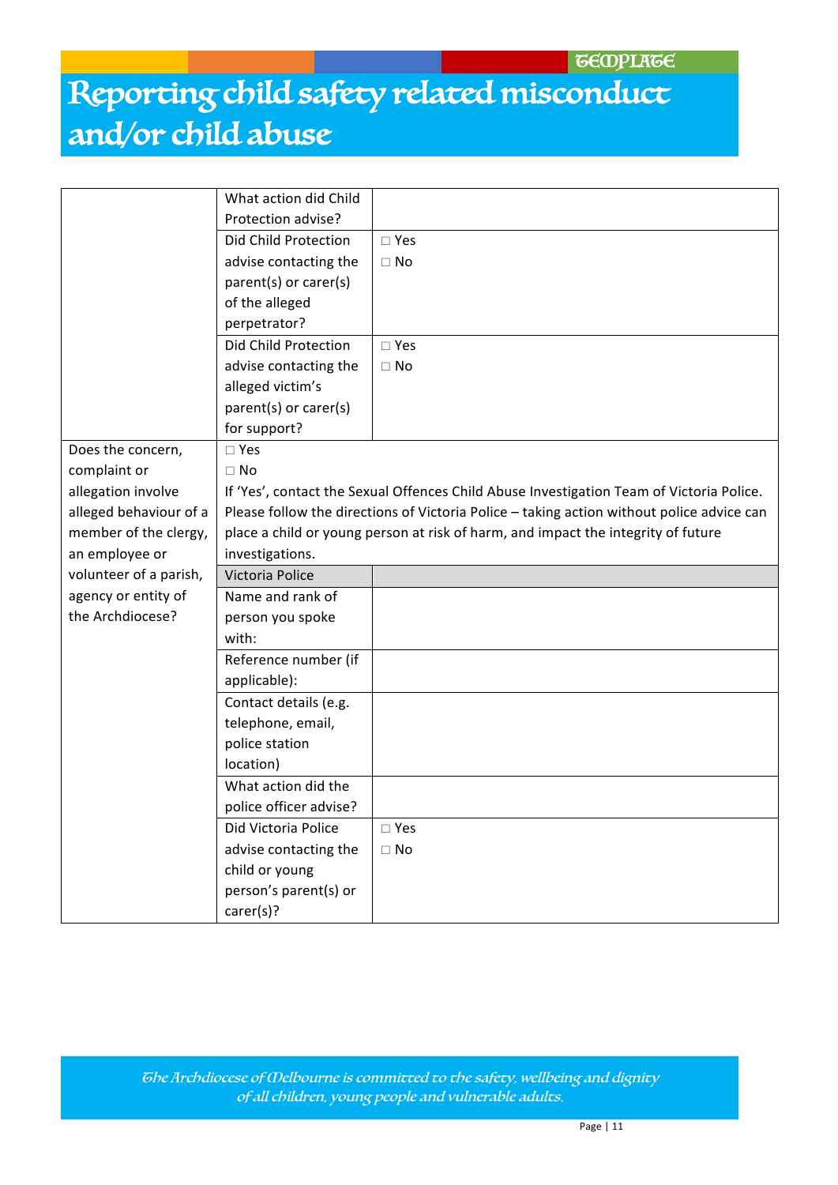# Reporting child safety related misconduct and/or child abuse

| | | |
|---|---|---|
| | What action did Child Protection advise? | |
| | Did Child Protection advise contacting the parent(s) or carer(s) of the alleged perpetrator? | ☐ Yes<br>☐ No |
| | Did Child Protection advise contacting the alleged victim's parent(s) or carer(s) for support? | ☐ Yes<br>☐ No |
| Does the concern, complaint or allegation involve alleged behaviour of a member of the clergy, an employee or volunteer of a parish, agency or entity of the Archdiocese? | ☐ Yes<br>☐ No<br>If 'Yes', contact the Sexual Offences Child Abuse Investigation Team of Victoria Police. Please follow the directions of Victoria Police – taking action without police advice can place a child or young person at risk of harm, and impact the integrity of future investigations. | |
| | Victoria Police | |
| | Name and rank of person you spoke with: | |
| | Reference number (if applicable): | |
| | Contact details (e.g. telephone, email, police station location) | |
| | What action did the police officer advise? | |
| | Did Victoria Police advise contacting the child or young person's parent(s) or carer(s)? | ☐ Yes<br>☐ No |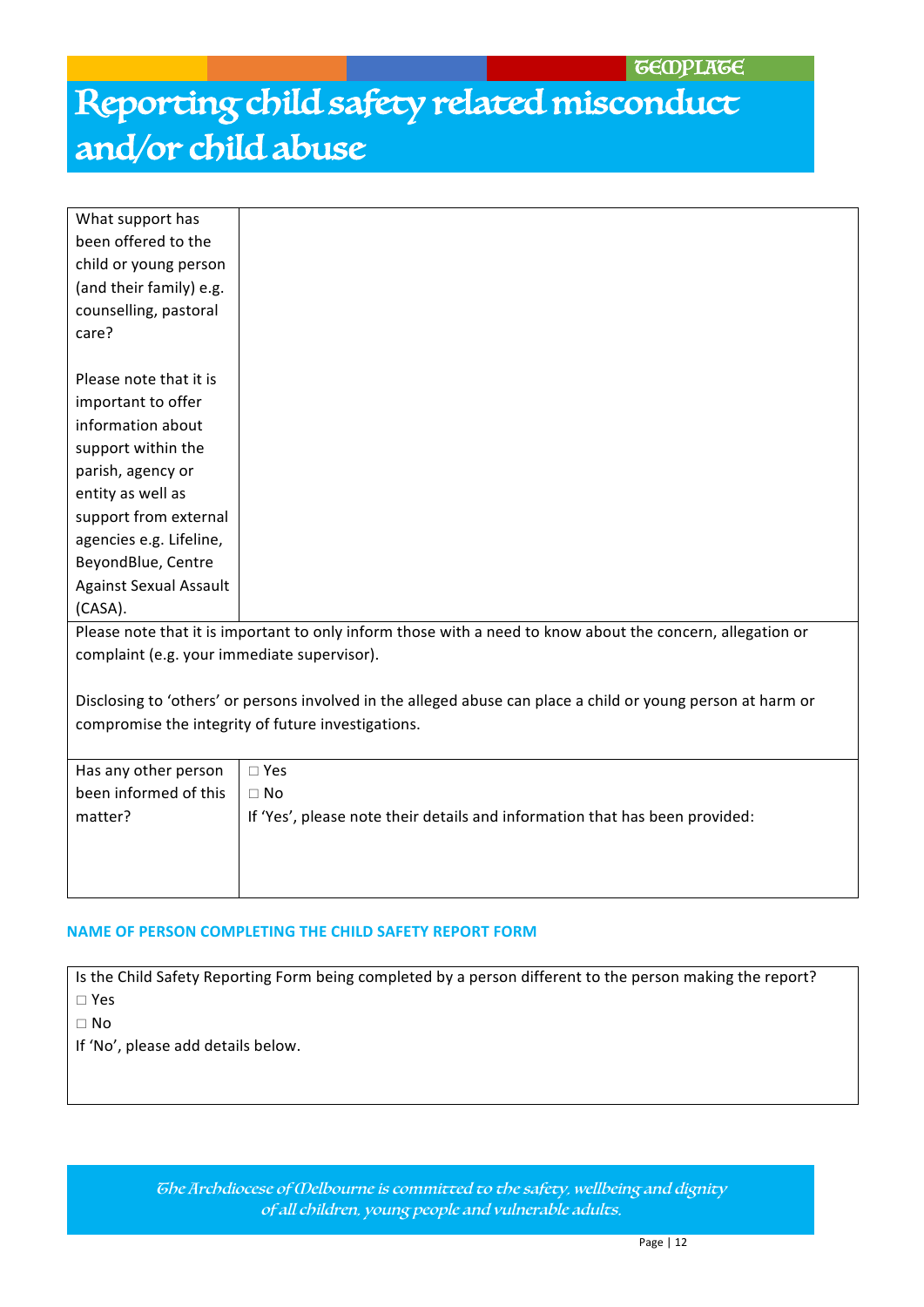TEMPLATE

# Reporting child safety related misconduct and/or child abuse

| What support has been offered to the child or young person (and their family) e.g. counselling, pastoral care?<br><br>Please note that it is important to offer information about support within the parish, agency or entity as well as support from external agencies e.g. Lifeline, BeyondBlue, Centre Against Sexual Assault (CASA). | |
|---|---|

Please note that it is important to only inform those with a need to know about the concern, allegation or complaint (e.g. your immediate supervisor).

Disclosing to 'others' or persons involved in the alleged abuse can place a child or young person at harm or compromise the integrity of future investigations.

| Has any other person been informed of this matter? | □ Yes<br>□ No<br>If 'Yes', please note their details and information that has been provided: |
|---|---|

### NAME OF PERSON COMPLETING THE CHILD SAFETY REPORT FORM

Is the Child Safety Reporting Form being completed by a person different to the person making the report?

□ Yes

□ No

If 'No', please add details below.

*The Archdiocese of Melbourne is committed to the safety, wellbeing and dignity of all children, young people and vulnerable adults.*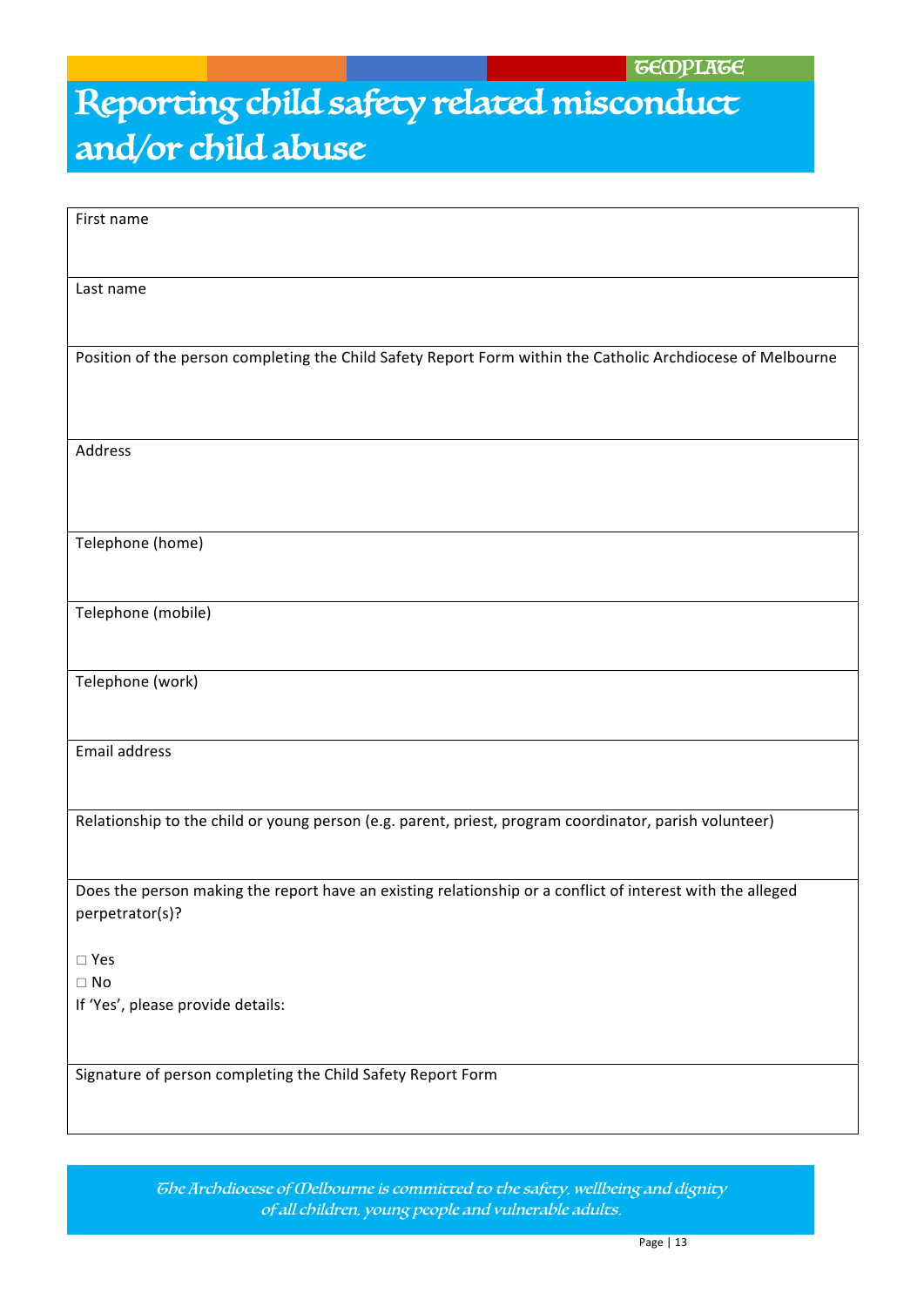TEMPLATE

# Reporting child safety related misconduct and/or child abuse

| First name |
| --- |
| Last name |
| Position of the person completing the Child Safety Report Form within the Catholic Archdiocese of Melbourne |
| Address |
| Telephone (home) |
| Telephone (mobile) |
| Telephone (work) |
| Email address |
| Relationship to the child or young person (e.g. parent, priest, program coordinator, parish volunteer) |
| Does the person making the report have an existing relationship or a conflict of interest with the alleged perpetrator(s)?<br><br>□ Yes<br>□ No<br>If 'Yes', please provide details: |
| Signature of person completing the Child Safety Report Form |

*The Archdiocese of Melbourne is committed to the safety, wellbeing and dignity of all children, young people and vulnerable adults.*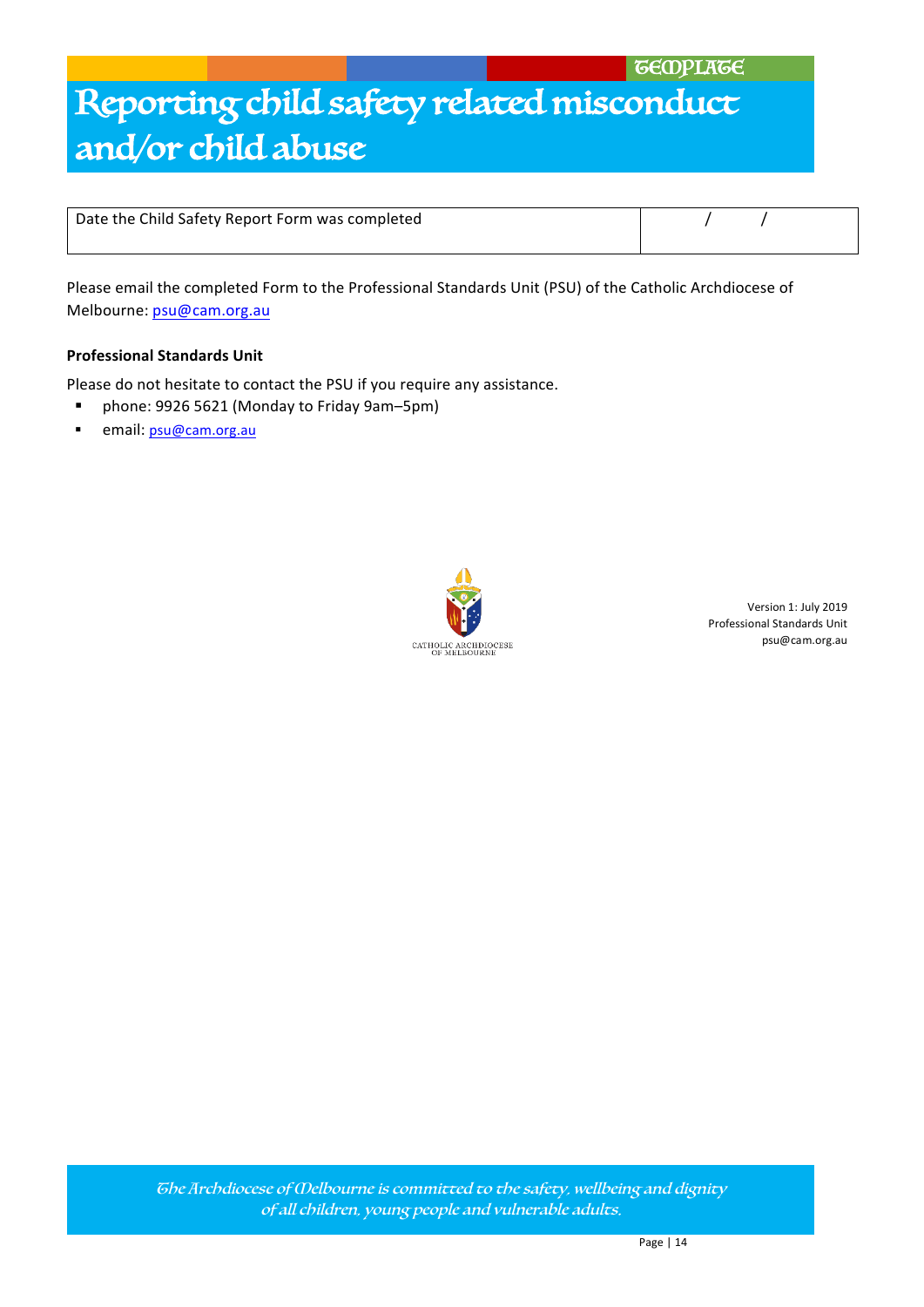TEMPLATE

# Reporting child safety related misconduct and/or child abuse

| | |
|---|---|
| Date the Child Safety Report Form was completed | / / |

Please email the completed Form to the Professional Standards Unit (PSU) of the Catholic Archdiocese of Melbourne: psu@cam.org.au

**Professional Standards Unit**

Please do not hesitate to contact the PSU if you require any assistance.

- phone: 9926 5621 (Monday to Friday 9am–5pm)
- email: psu@cam.org.au

CATHOLIC ARCHDIOCESE OF MELBOURNE

Version 1: July 2019
Professional Standards Unit
psu@cam.org.au

*The Archdiocese of Melbourne is committed to the safety, wellbeing and dignity of all children, young people and vulnerable adults.*